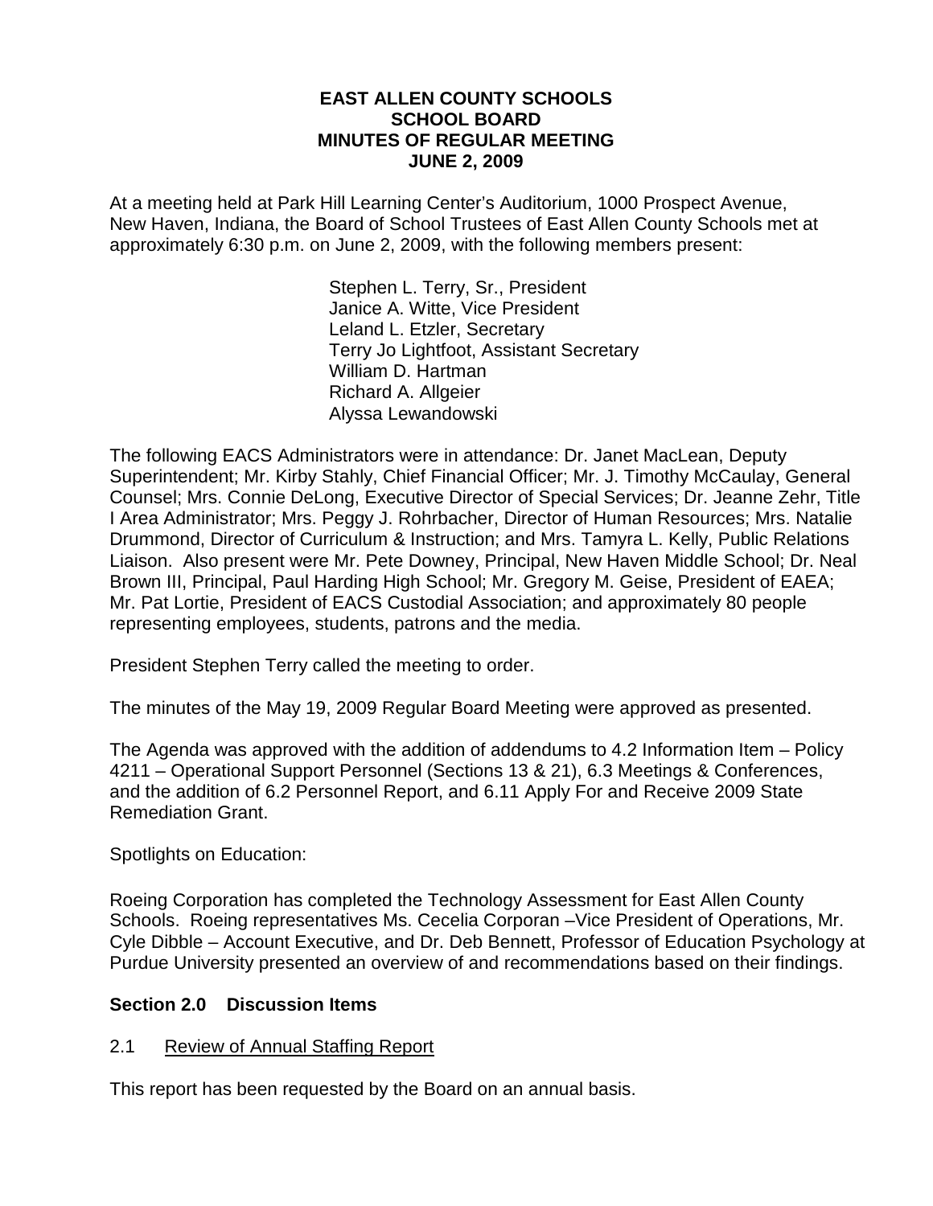**EAST ALLEN COUNTY SCHOOLS**
**SCHOOL BOARD**
**MINUTES OF REGULAR MEETING**
**JUNE 2, 2009**

At a meeting held at Park Hill Learning Center's Auditorium, 1000 Prospect Avenue, New Haven, Indiana, the Board of School Trustees of East Allen County Schools met at approximately 6:30 p.m. on June 2, 2009, with the following members present:

Stephen L. Terry, Sr., President
Janice A. Witte, Vice President
Leland L. Etzler, Secretary
Terry Jo Lightfoot, Assistant Secretary
William D. Hartman
Richard A. Allgeier
Alyssa Lewandowski

The following EACS Administrators were in attendance: Dr. Janet MacLean, Deputy Superintendent; Mr. Kirby Stahly, Chief Financial Officer; Mr. J. Timothy McCaulay, General Counsel; Mrs. Connie DeLong, Executive Director of Special Services; Dr. Jeanne Zehr, Title I Area Administrator; Mrs. Peggy J. Rohrbacher, Director of Human Resources; Mrs. Natalie Drummond, Director of Curriculum & Instruction; and Mrs. Tamyra L. Kelly, Public Relations Liaison. Also present were Mr. Pete Downey, Principal, New Haven Middle School; Dr. Neal Brown III, Principal, Paul Harding High School; Mr. Gregory M. Geise, President of EAEA; Mr. Pat Lortie, President of EACS Custodial Association; and approximately 80 people representing employees, students, patrons and the media.

President Stephen Terry called the meeting to order.

The minutes of the May 19, 2009 Regular Board Meeting were approved as presented.

The Agenda was approved with the addition of addendums to 4.2 Information Item – Policy 4211 – Operational Support Personnel (Sections 13 & 21), 6.3 Meetings & Conferences, and the addition of 6.2 Personnel Report, and 6.11 Apply For and Receive 2009 State Remediation Grant.

Spotlights on Education:

Roeing Corporation has completed the Technology Assessment for East Allen County Schools. Roeing representatives Ms. Cecelia Corporan –Vice President of Operations, Mr. Cyle Dibble – Account Executive, and Dr. Deb Bennett, Professor of Education Psychology at Purdue University presented an overview of and recommendations based on their findings.

## Section 2.0 Discussion Items

2.1 Review of Annual Staffing Report

This report has been requested by the Board on an annual basis.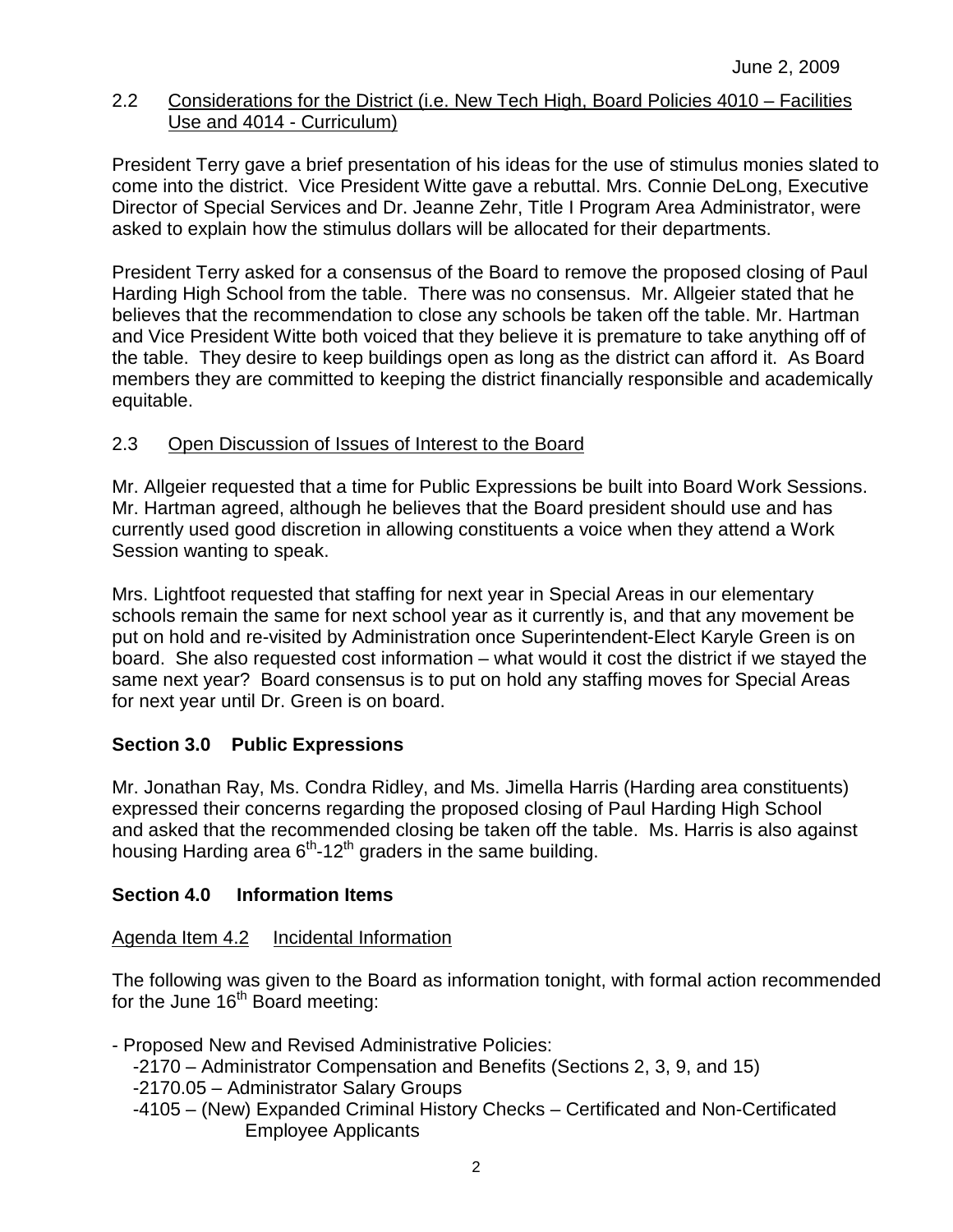June 2, 2009

2.2 Considerations for the District (i.e. New Tech High, Board Policies 4010 – Facilities Use and 4014 - Curriculum)

President Terry gave a brief presentation of his ideas for the use of stimulus monies slated to come into the district. Vice President Witte gave a rebuttal. Mrs. Connie DeLong, Executive Director of Special Services and Dr. Jeanne Zehr, Title I Program Area Administrator, were asked to explain how the stimulus dollars will be allocated for their departments.

President Terry asked for a consensus of the Board to remove the proposed closing of Paul Harding High School from the table. There was no consensus. Mr. Allgeier stated that he believes that the recommendation to close any schools be taken off the table. Mr. Hartman and Vice President Witte both voiced that they believe it is premature to take anything off of the table. They desire to keep buildings open as long as the district can afford it. As Board members they are committed to keeping the district financially responsible and academically equitable.

2.3 Open Discussion of Issues of Interest to the Board

Mr. Allgeier requested that a time for Public Expressions be built into Board Work Sessions. Mr. Hartman agreed, although he believes that the Board president should use and has currently used good discretion in allowing constituents a voice when they attend a Work Session wanting to speak.

Mrs. Lightfoot requested that staffing for next year in Special Areas in our elementary schools remain the same for next school year as it currently is, and that any movement be put on hold and re-visited by Administration once Superintendent-Elect Karyle Green is on board. She also requested cost information – what would it cost the district if we stayed the same next year? Board consensus is to put on hold any staffing moves for Special Areas for next year until Dr. Green is on board.

## Section 3.0 Public Expressions

Mr. Jonathan Ray, Ms. Condra Ridley, and Ms. Jimella Harris (Harding area constituents) expressed their concerns regarding the proposed closing of Paul Harding High School and asked that the recommended closing be taken off the table. Ms. Harris is also against housing Harding area 6th-12th graders in the same building.

## Section 4.0 Information Items

Agenda Item 4.2 Incidental Information

The following was given to the Board as information tonight, with formal action recommended for the June 16th Board meeting:

- Proposed New and Revised Administrative Policies:
  - -2170 – Administrator Compensation and Benefits (Sections 2, 3, 9, and 15)
  - -2170.05 – Administrator Salary Groups
  - -4105 – (New) Expanded Criminal History Checks – Certificated and Non-Certificated Employee Applicants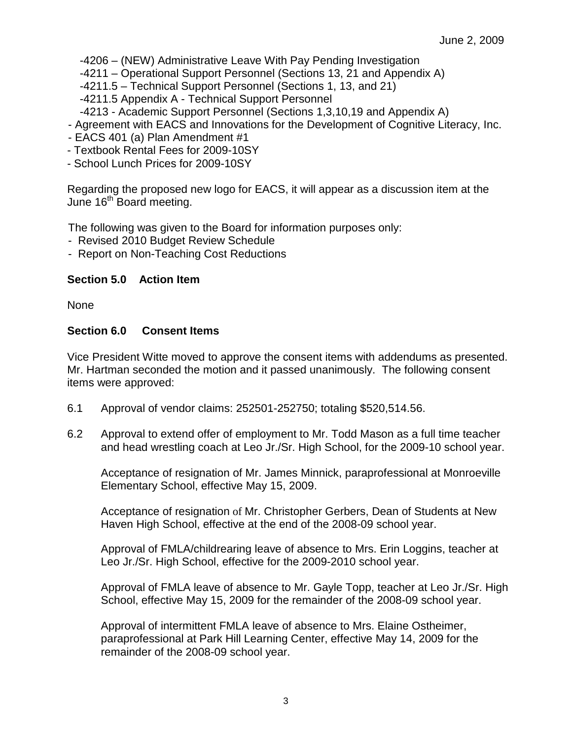June 2, 2009

- 4206 – (NEW) Administrative Leave With Pay Pending Investigation
- 4211 – Operational Support Personnel (Sections 13, 21 and Appendix A)
- 4211.5 – Technical Support Personnel (Sections 1, 13, and 21)
- 4211.5 Appendix A - Technical Support Personnel
- 4213 - Academic Support Personnel (Sections 1,3,10,19 and Appendix A)

- Agreement with EACS and Innovations for the Development of Cognitive Literacy, Inc.
- EACS 401 (a) Plan Amendment #1
- Textbook Rental Fees for 2009-10SY
- School Lunch Prices for 2009-10SY

Regarding the proposed new logo for EACS, it will appear as a discussion item at the June 16th Board meeting.

The following was given to the Board for information purposes only:

- Revised 2010 Budget Review Schedule
- Report on Non-Teaching Cost Reductions

**Section 5.0 Action Item**

None

**Section 6.0 Consent Items**

Vice President Witte moved to approve the consent items with addendums as presented. Mr. Hartman seconded the motion and it passed unanimously. The following consent items were approved:

6.1 Approval of vendor claims: 252501-252750; totaling $520,514.56.

6.2 Approval to extend offer of employment to Mr. Todd Mason as a full time teacher and head wrestling coach at Leo Jr./Sr. High School, for the 2009-10 school year.

Acceptance of resignation of Mr. James Minnick, paraprofessional at Monroeville Elementary School, effective May 15, 2009.

Acceptance of resignation of Mr. Christopher Gerbers, Dean of Students at New Haven High School, effective at the end of the 2008-09 school year.

Approval of FMLA/childrearing leave of absence to Mrs. Erin Loggins, teacher at Leo Jr./Sr. High School, effective for the 2009-2010 school year.

Approval of FMLA leave of absence to Mr. Gayle Topp, teacher at Leo Jr./Sr. High School, effective May 15, 2009 for the remainder of the 2008-09 school year.

Approval of intermittent FMLA leave of absence to Mrs. Elaine Ostheimer, paraprofessional at Park Hill Learning Center, effective May 14, 2009 for the remainder of the 2008-09 school year.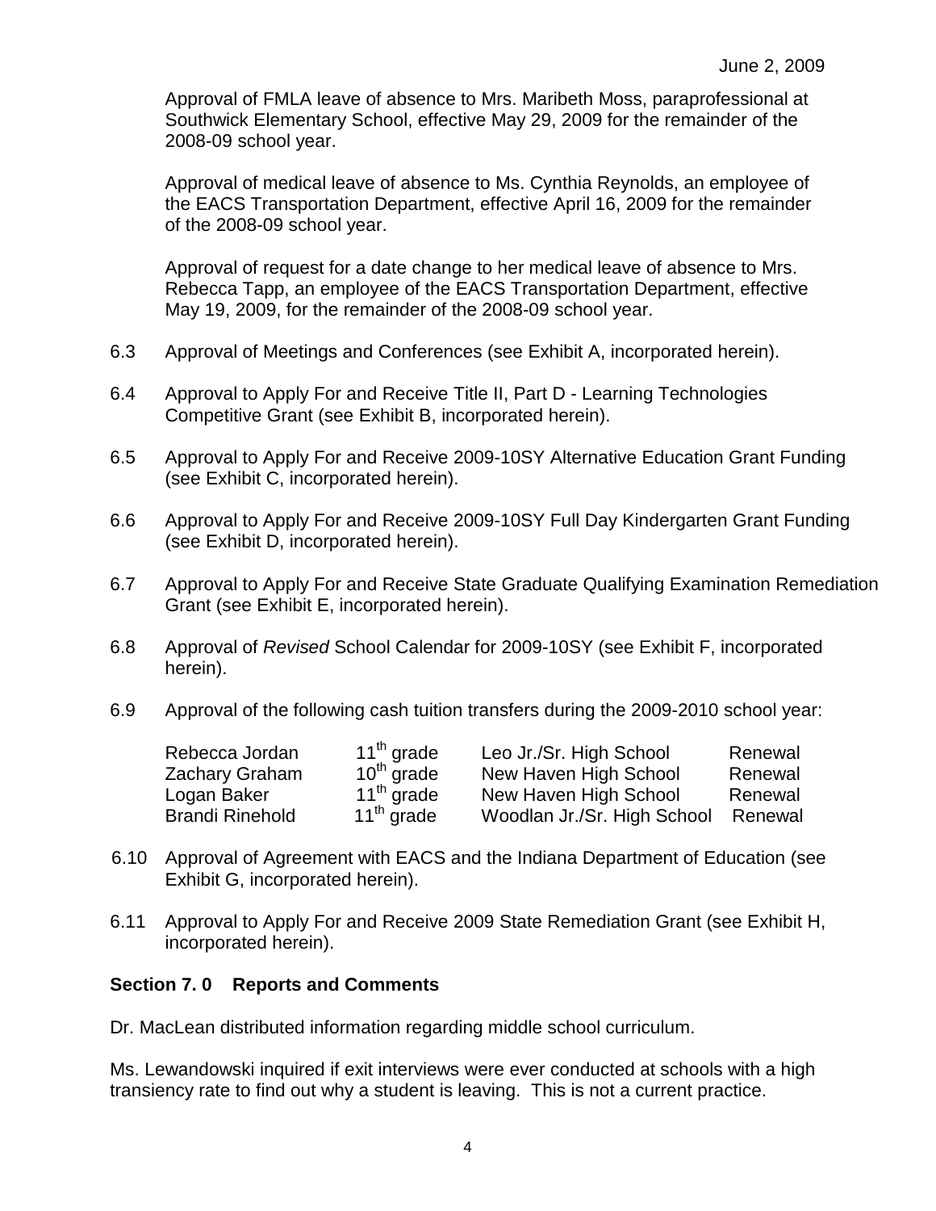June 2, 2009

Approval of FMLA leave of absence to Mrs. Maribeth Moss, paraprofessional at Southwick Elementary School, effective May 29, 2009 for the remainder of the 2008-09 school year.

Approval of medical leave of absence to Ms. Cynthia Reynolds, an employee of the EACS Transportation Department, effective April 16, 2009 for the remainder of the 2008-09 school year.

Approval of request for a date change to her medical leave of absence to Mrs. Rebecca Tapp, an employee of the EACS Transportation Department, effective May 19, 2009, for the remainder of the 2008-09 school year.

6.3 Approval of Meetings and Conferences (see Exhibit A, incorporated herein).

6.4 Approval to Apply For and Receive Title II, Part D - Learning Technologies Competitive Grant (see Exhibit B, incorporated herein).

6.5 Approval to Apply For and Receive 2009-10SY Alternative Education Grant Funding (see Exhibit C, incorporated herein).

6.6 Approval to Apply For and Receive 2009-10SY Full Day Kindergarten Grant Funding (see Exhibit D, incorporated herein).

6.7 Approval to Apply For and Receive State Graduate Qualifying Examination Remediation Grant (see Exhibit E, incorporated herein).

6.8 Approval of *Revised* School Calendar for 2009-10SY (see Exhibit F, incorporated herein).

6.9 Approval of the following cash tuition transfers during the 2009-2010 school year:

| | | | |
|---|---|---|---|
| Rebecca Jordan | 11th grade | Leo Jr./Sr. High School | Renewal |
| Zachary Graham | 10th grade | New Haven High School | Renewal |
| Logan Baker | 11th grade | New Haven High School | Renewal |
| Brandi Rinehold | 11th grade | Woodlan Jr./Sr. High School | Renewal |

6.10 Approval of Agreement with EACS and the Indiana Department of Education (see Exhibit G, incorporated herein).

6.11 Approval to Apply For and Receive 2009 State Remediation Grant (see Exhibit H, incorporated herein).

**Section 7. 0 Reports and Comments**

Dr. MacLean distributed information regarding middle school curriculum.

Ms. Lewandowski inquired if exit interviews were ever conducted at schools with a high transiency rate to find out why a student is leaving. This is not a current practice.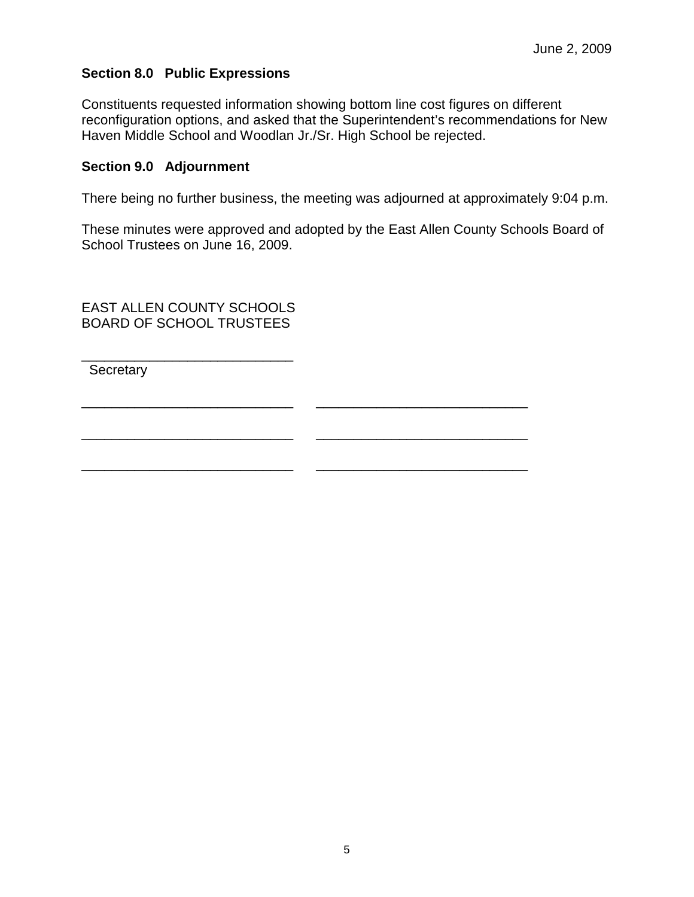June 2, 2009

### Section 8.0 Public Expressions

Constituents requested information showing bottom line cost figures on different reconfiguration options, and asked that the Superintendent's recommendations for New Haven Middle School and Woodlan Jr./Sr. High School be rejected.

### Section 9.0 Adjournment

There being no further business, the meeting was adjourned at approximately 9:04 p.m.

These minutes were approved and adopted by the East Allen County Schools Board of School Trustees on June 16, 2009.

EAST ALLEN COUNTY SCHOOLS
BOARD OF SCHOOL TRUSTEES

____________________________
Secretary

____________________________ ____________________________

____________________________ ____________________________

____________________________ ____________________________